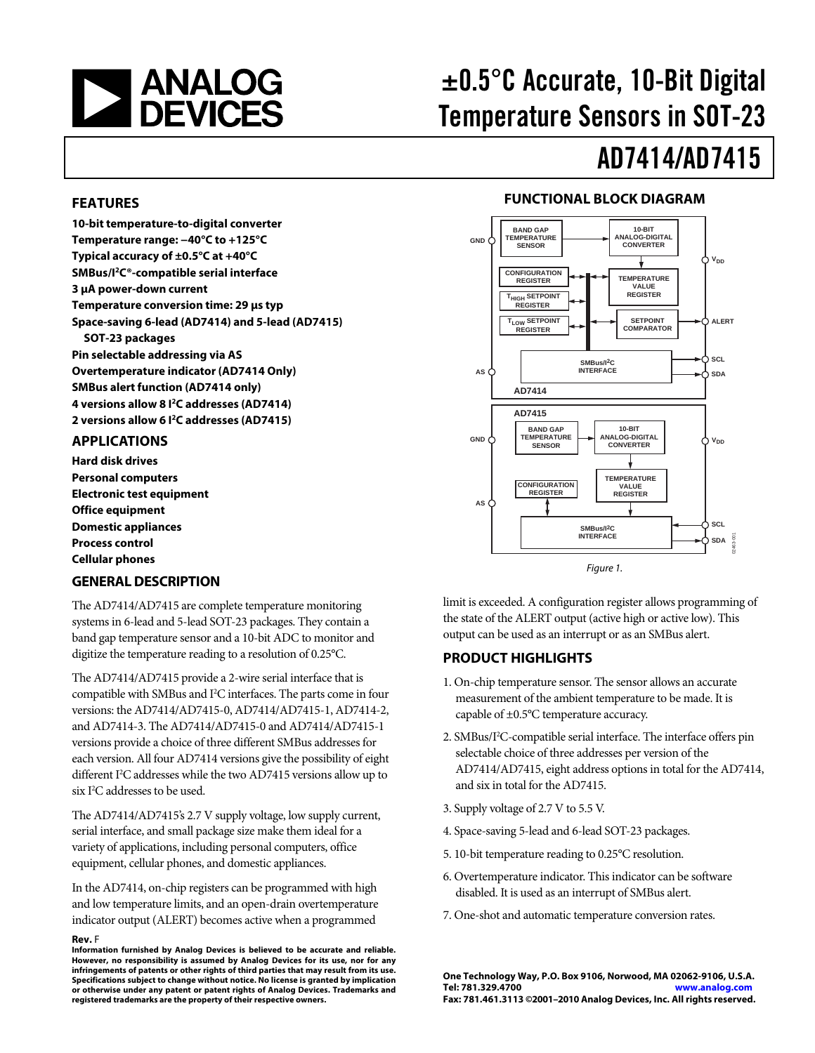# ±0.5°C Accurate, 10-Bit Digital Temperature Sensors in SOT-23

# AD7414/AD7415

## FEATURES

**10-bit temperature-to-digital converter**
**Temperature range: −40°C to +125°C**
**Typical accuracy of ±0.5°C at +40°C**
**SMBus/I²C®-compatible serial interface**
**3 µA power-down current**
**Temperature conversion time: 29 µs typ**
**Space-saving 6-lead (AD7414) and 5-lead (AD7415) SOT-23 packages**
**Pin selectable addressing via AS**
**Overtemperature indicator (AD7414 Only)**
**SMBus alert function (AD7414 only)**
**4 versions allow 8 I²C addresses (AD7414)**
**2 versions allow 6 I²C addresses (AD7415)**

## APPLICATIONS

**Hard disk drives**
**Personal computers**
**Electronic test equipment**
**Office equipment**
**Domestic appliances**
**Process control**
**Cellular phones**

## FUNCTIONAL BLOCK DIAGRAM

Figure 1.

## GENERAL DESCRIPTION

The AD7414/AD7415 are complete temperature monitoring systems in 6-lead and 5-lead SOT-23 packages. They contain a band gap temperature sensor and a 10-bit ADC to monitor and digitize the temperature reading to a resolution of 0.25°C.

The AD7414/AD7415 provide a 2-wire serial interface that is compatible with SMBus and I²C interfaces. The parts come in four versions: the AD7414/AD7415-0, AD7414/AD7415-1, AD7414-2, and AD7414-3. The AD7414/AD7415-0 and AD7414/AD7415-1 versions provide a choice of three different SMBus addresses for each version. All four AD7414 versions give the possibility of eight different I²C addresses while the two AD7415 versions allow up to six I²C addresses to be used.

The AD7414/AD7415's 2.7 V supply voltage, low supply current, serial interface, and small package size make them ideal for a variety of applications, including personal computers, office equipment, cellular phones, and domestic appliances.

In the AD7414, on-chip registers can be programmed with high and low temperature limits, and an open-drain overtemperature indicator output (ALERT) becomes active when a programmed limit is exceeded. A configuration register allows programming of the state of the ALERT output (active high or active low). This output can be used as an interrupt or as an SMBus alert.

## PRODUCT HIGHLIGHTS

1. On-chip temperature sensor. The sensor allows an accurate measurement of the ambient temperature to be made. It is capable of ±0.5°C temperature accuracy.
2. SMBus/I²C-compatible serial interface. The interface offers pin selectable choice of three addresses per version of the AD7414/AD7415, eight address options in total for the AD7414, and six in total for the AD7415.
3. Supply voltage of 2.7 V to 5.5 V.
4. Space-saving 5-lead and 6-lead SOT-23 packages.
5. 10-bit temperature reading to 0.25°C resolution.
6. Overtemperature indicator. This indicator can be software disabled. It is used as an interrupt of SMBus alert.
7. One-shot and automatic temperature conversion rates.

**Rev. F**

**Information furnished by Analog Devices is believed to be accurate and reliable. However, no responsibility is assumed by Analog Devices for its use, nor for any infringements of patents or other rights of third parties that may result from its use. Specifications subject to change without notice. No license is granted by implication or otherwise under any patent or patent rights of Analog Devices. Trademarks and registered trademarks are the property of their respective owners.**

**One Technology Way, P.O. Box 9106, Norwood, MA 02062-9106, U.S.A.**
**Tel: 781.329.4700 www.analog.com**
**Fax: 781.461.3113 ©2001–2010 Analog Devices, Inc. All rights reserved.**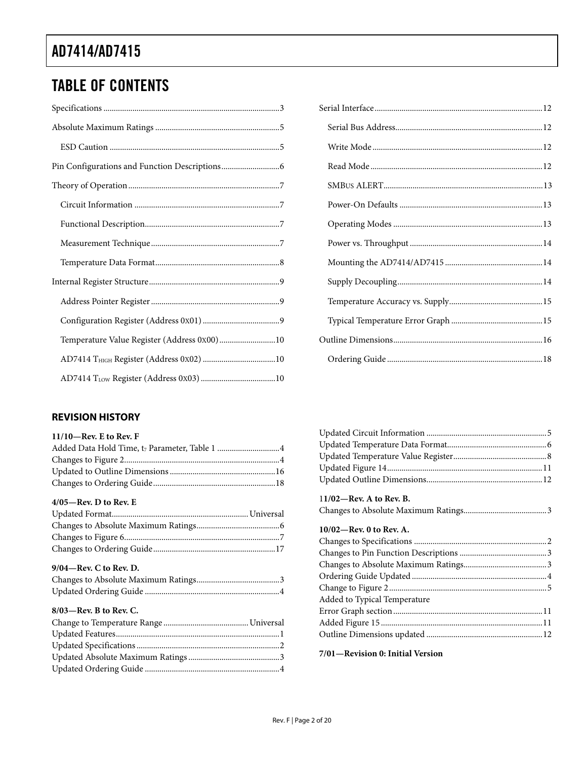## TABLE OF CONTENTS

Specifications ... 3

Absolute Maximum Ratings ... 5

- ESD Caution ... 5

Pin Configurations and Function Descriptions ... 6

Theory of Operation ... 7

- Circuit Information ... 7
- Functional Description ... 7
- Measurement Technique ... 7
- Temperature Data Format ... 8

Internal Register Structure ... 9

- Address Pointer Register ... 9
- Configuration Register (Address 0X01) ... 9
- Temperature Value Register (Address 0X00) ... 10
- AD7414 $T_{HIGH}$ Register (Address 0X02) ... 10
- AD7414 $T_{LOW}$ Register (Address 0X03) ... 10

Serial Interface ... 12

- Serial Bus Address ... 12
- Write Mode ... 12
- Read Mode ... 12
- SMBUS ALERT ... 13
- Power-On Defaults ... 13
- Operating Modes ... 13
- Power vs. Throughput ... 14
- Mounting the AD7414/AD7415 ... 14
- Supply Decoupling ... 14
- Temperature Accuracy vs. Supply ... 15
- Typical Temperature Error Graph ... 15

Outline Dimensions ... 16

- Ordering Guide ... 18

### REVISION HISTORY

**11/10—Rev. E to Rev. F**

Added Data Hold Time, $t_7$ Parameter, Table 1 ... 4
Changes to Figure 2 ... 4
Updated to Outline Dimensions ... 16
Changes to Ordering Guide ... 18

**4/05—Rev. D to Rev. E**

Updated Format ... Universal
Changes to Absolute Maximum Ratings ... 6
Changes to Figure 6 ... 7
Changes to Ordering Guide ... 17

**9/04—Rev. C to Rev. D.**

Changes to Absolute Maximum Ratings ... 3
Updated Ordering Guide ... 4

**8/03—Rev. B to Rev. C.**

Change to Temperature Range ... Universal
Updated Features ... 1
Updated Specifications ... 2
Updated Absolute Maximum Ratings ... 3
Updated Ordering Guide ... 4
Updated Circuit Information ... 5
Updated Temperature Data Format ... 6
Updated Temperature Value Register ... 8
Updated Figure 14 ... 11
Updated Outline Dimensions ... 12

**11/02—Rev. A to Rev. B.**

Changes to Absolute Maximum Ratings ... 3

**10/02—Rev. 0 to Rev. A.**

Changes to Specifications ... 2
Changes to Pin Function Descriptions ... 3
Changes to Absolute Maximum Ratings ... 3
Ordering Guide Updated ... 4
Change to Figure 2 ... 5
Added to Typical Temperature Error Graph section ... 11
Added Figure 15 ... 11
Outline Dimensions updated ... 12

**7/01—Revision 0: Initial Version**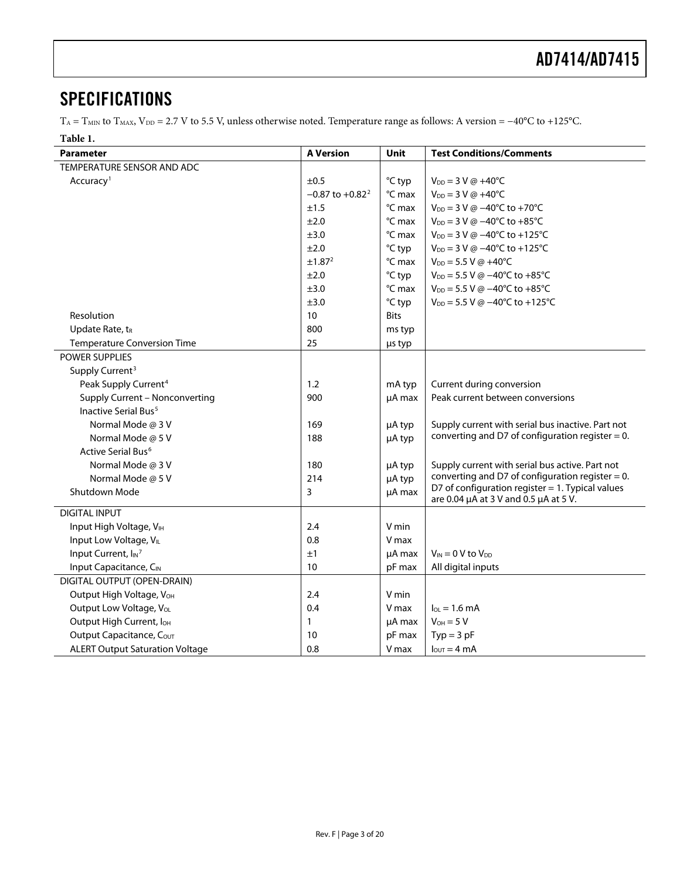## SPECIFICATIONS

$T_A = T_{MIN}$ to $T_{MAX}$, $V_{DD}$ = 2.7 V to 5.5 V, unless otherwise noted. Temperature range as follows: A version = −40°C to +125°C.

**Table 1.**

| Parameter | A Version | Unit | Test Conditions/Comments |
|---|---|---|---|
| TEMPERATURE SENSOR AND ADC | | | |
| Accuracy[1] | ±0.5 | °C typ | $V_{DD}$ = 3 V @ +40°C |
| | −0.87 to +0.82[2] | °C max | $V_{DD}$ = 3 V @ +40°C |
| | ±1.5 | °C max | $V_{DD}$ = 3 V @ −40°C to +70°C |
| | ±2.0 | °C max | $V_{DD}$ = 3 V @ −40°C to +85°C |
| | ±3.0 | °C max | $V_{DD}$ = 3 V @ −40°C to +125°C |
| | ±2.0 | °C typ | $V_{DD}$ = 3 V @ −40°C to +125°C |
| | ±1.87[2] | °C max | $V_{DD}$ = 5.5 V @ +40°C |
| | ±2.0 | °C typ | $V_{DD}$ = 5.5 V @ −40°C to +85°C |
| | ±3.0 | °C max | $V_{DD}$ = 5.5 V @ −40°C to +85°C |
| | ±3.0 | °C typ | $V_{DD}$ = 5.5 V @ −40°C to +125°C |
| Resolution | 10 | Bits | |
| Update Rate, $t_R$ | 800 | ms typ | |
| Temperature Conversion Time | 25 | µs typ | |
| POWER SUPPLIES | | | |
| Supply Current[3] | | | |
| Peak Supply Current[4] | 1.2 | mA typ | Current during conversion |
| Supply Current – Nonconverting | 900 | µA max | Peak current between conversions |
| Inactive Serial Bus[5] | | | |
| Normal Mode @ 3 V | 169 | µA typ | Supply current with serial bus inactive. Part not converting and D7 of configuration register = 0. |
| Normal Mode @ 5 V | 188 | µA typ | |
| Active Serial Bus[6] | | | |
| Normal Mode @ 3 V | 180 | µA typ | Supply current with serial bus active. Part not converting and D7 of configuration register = 0. |
| Normal Mode @ 5 V | 214 | µA typ | |
| Shutdown Mode | 3 | µA max | D7 of configuration register = 1. Typical values are 0.04 µA at 3 V and 0.5 µA at 5 V. |
| DIGITAL INPUT | | | |
| Input High Voltage, $V_{IH}$ | 2.4 | V min | |
| Input Low Voltage, $V_{IL}$ | 0.8 | V max | |
| Input Current, $I_{IN}$[7] | ±1 | µA max | $V_{IN}$ = 0 V to $V_{DD}$ |
| Input Capacitance, $C_{IN}$ | 10 | pF max | All digital inputs |
| DIGITAL OUTPUT (OPEN-DRAIN) | | | |
| Output High Voltage, $V_{OH}$ | 2.4 | V min | |
| Output Low Voltage, $V_{OL}$ | 0.4 | V max | $I_{OL}$ = 1.6 mA |
| Output High Current, $I_{OH}$ | 1 | µA max | $V_{OH}$ = 5 V |
| Output Capacitance, $C_{OUT}$ | 10 | pF max | Typ = 3 pF |
| ALERT Output Saturation Voltage | 0.8 | V max | $I_{OUT}$ = 4 mA |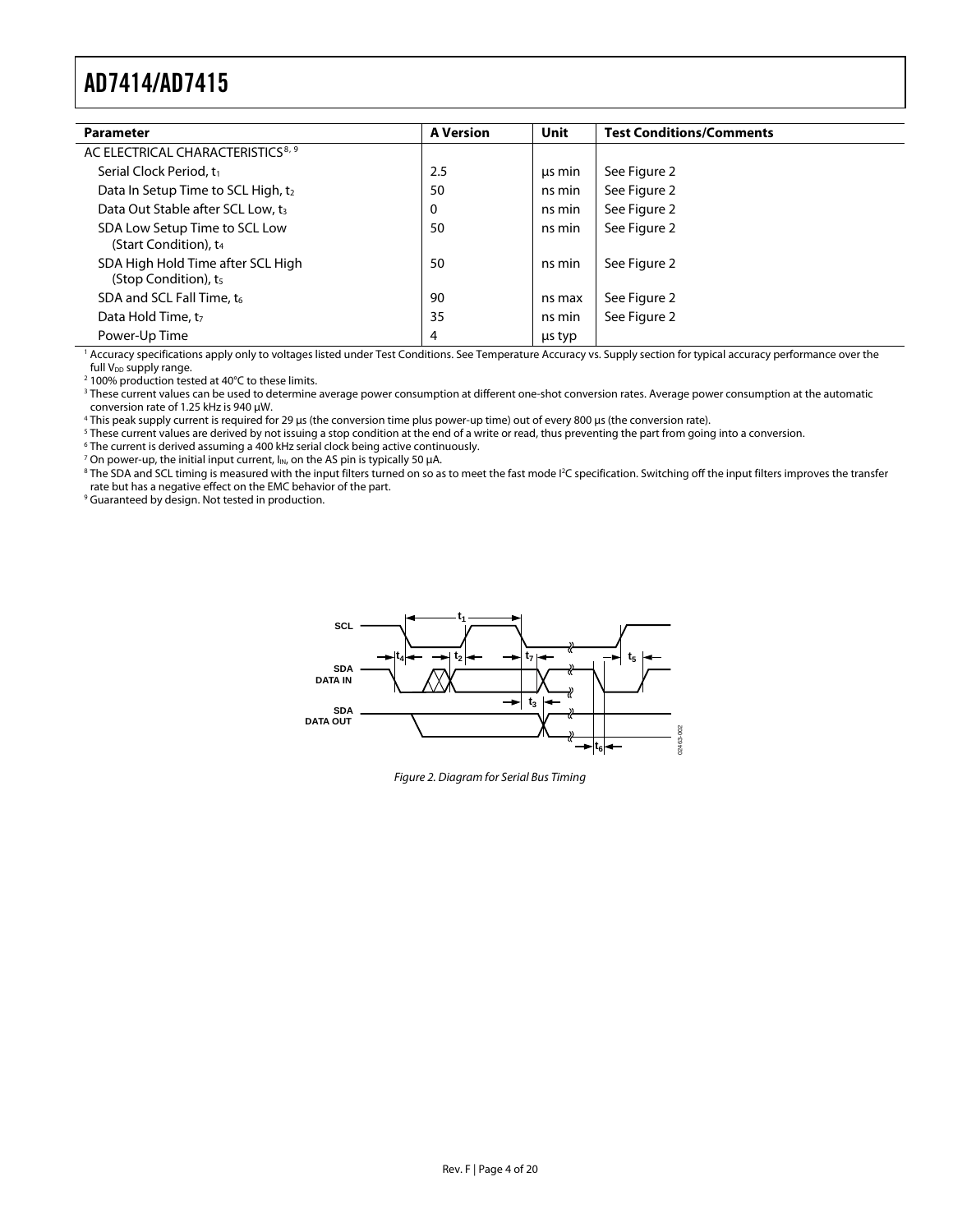| Parameter | A Version | Unit | Test Conditions/Comments |
|---|---|---|---|
| AC ELECTRICAL CHARACTERISTICS[8, 9] | | | |
| Serial Clock Period, $t_1$ | 2.5 | µs min | See Figure 2 |
| Data In Setup Time to SCL High, $t_2$ | 50 | ns min | See Figure 2 |
| Data Out Stable after SCL Low, $t_3$ | 0 | ns min | See Figure 2 |
| SDA Low Setup Time to SCL Low (Start Condition), $t_4$ | 50 | ns min | See Figure 2 |
| SDA High Hold Time after SCL High (Stop Condition), $t_5$ | 50 | ns min | See Figure 2 |
| SDA and SCL Fall Time, $t_6$ | 90 | ns max | See Figure 2 |
| Data Hold Time, $t_7$ | 35 | ns min | See Figure 2 |
| Power-Up Time | 4 | µs typ | |

[1] Accuracy specifications apply only to voltages listed under Test Conditions. See Temperature Accuracy vs. Supply section for typical accuracy performance over the full $V_{DD}$ supply range.
[2] 100% production tested at 40°C to these limits.
[3] These current values can be used to determine average power consumption at different one-shot conversion rates. Average power consumption at the automatic conversion rate of 1.25 kHz is 940 µW.
[4] This peak supply current is required for 29 µs (the conversion time plus power-up time) out of every 800 µs (the conversion rate).
[5] These current values are derived by not issuing a stop condition at the end of a write or read, thus preventing the part from going into a conversion.
[6] The current is derived assuming a 400 kHz serial clock being active continuously.
[7] On power-up, the initial input current, $I_{IN}$, on the AS pin is typically 50 µA.
[8] The SDA and SCL timing is measured with the input filters turned on so as to meet the fast mode I²C specification. Switching off the input filters improves the transfer rate but has a negative effect on the EMC behavior of the part.
[9] Guaranteed by design. Not tested in production.

*Figure 2. Diagram for Serial Bus Timing*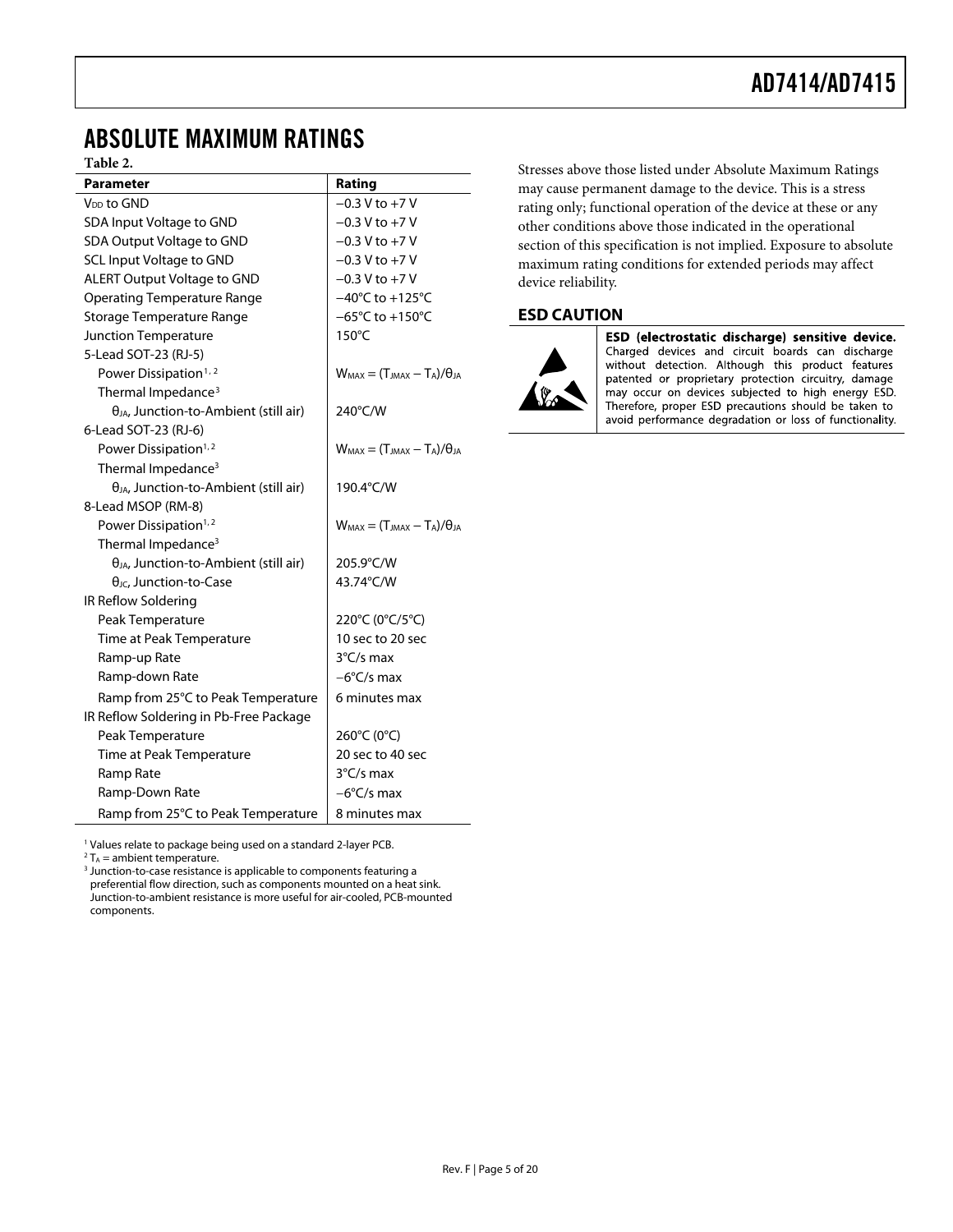# ABSOLUTE MAXIMUM RATINGS

Table 2.

| Parameter | Rating |
|---|---|
| $V_{DD}$ to GND | −0.3 V to +7 V |
| SDA Input Voltage to GND | −0.3 V to +7 V |
| SDA Output Voltage to GND | −0.3 V to +7 V |
| SCL Input Voltage to GND | −0.3 V to +7 V |
| ALERT Output Voltage to GND | −0.3 V to +7 V |
| Operating Temperature Range | −40°C to +125°C |
| Storage Temperature Range | −65°C to +150°C |
| Junction Temperature | 150°C |
| 5-Lead SOT-23 (RJ-5) | |
| Power Dissipation[1, 2] | $W_{MAX} = (T_{JMAX} – T_A)/θ_{JA}$ |
| Thermal Impedance[3] | |
| $θ_{JA}$, Junction-to-Ambient (still air) | 240°C/W |
| 6-Lead SOT-23 (RJ-6) | |
| Power Dissipation[1, 2] | $W_{MAX} = (T_{JMAX} – T_A)/θ_{JA}$ |
| Thermal Impedance[3] | |
| $θ_{JA}$, Junction-to-Ambient (still air) | 190.4°C/W |
| 8-Lead MSOP (RM-8) | |
| Power Dissipation[1, 2] | $W_{MAX} = (T_{JMAX} – T_A)/θ_{JA}$ |
| Thermal Impedance[3] | |
| $θ_{JA}$, Junction-to-Ambient (still air) | 205.9°C/W |
| $θ_{JC}$, Junction-to-Case | 43.74°C/W |
| IR Reflow Soldering | |
| Peak Temperature | 220°C (0°C/5°C) |
| Time at Peak Temperature | 10 sec to 20 sec |
| Ramp-up Rate | 3°C/s max |
| Ramp-down Rate | −6°C/s max |
| Ramp from 25°C to Peak Temperature | 6 minutes max |
| IR Reflow Soldering in Pb-Free Package | |
| Peak Temperature | 260°C (0°C) |
| Time at Peak Temperature | 20 sec to 40 sec |
| Ramp Rate | 3°C/s max |
| Ramp-Down Rate | −6°C/s max |
| Ramp from 25°C to Peak Temperature | 8 minutes max |

[1] Values relate to package being used on a standard 2-layer PCB.

[2] $T_A$ = ambient temperature.

[3] Junction-to-case resistance is applicable to components featuring a preferential flow direction, such as components mounted on a heat sink. Junction-to-ambient resistance is more useful for air-cooled, PCB-mounted components.

Stresses above those listed under Absolute Maximum Ratings may cause permanent damage to the device. This is a stress rating only; functional operation of the device at these or any other conditions above those indicated in the operational section of this specification is not implied. Exposure to absolute maximum rating conditions for extended periods may affect device reliability.

## ESD CAUTION

**ESD (electrostatic discharge) sensitive device.** Charged devices and circuit boards can discharge without detection. Although this product features patented or proprietary protection circuitry, damage may occur on devices subjected to high energy ESD. Therefore, proper ESD precautions should be taken to avoid performance degradation or loss of functionality.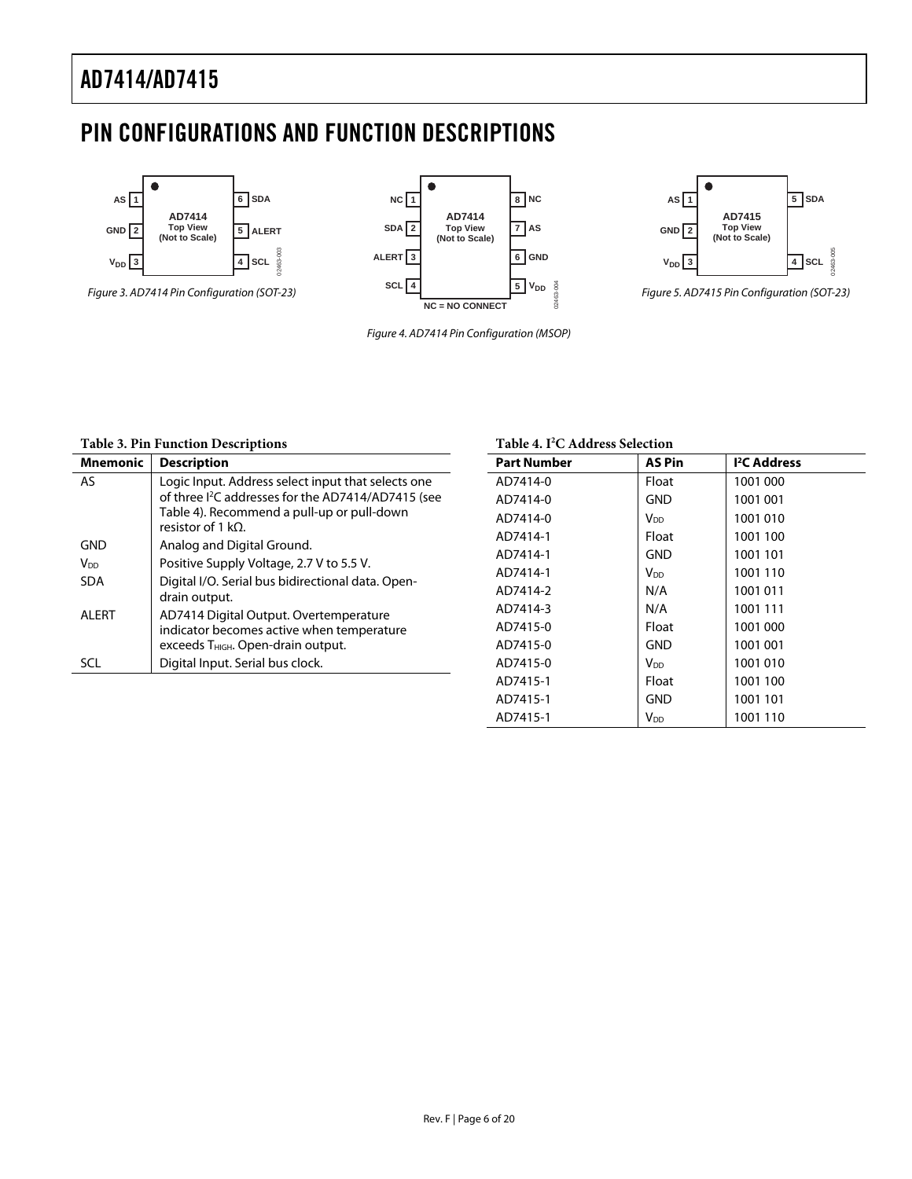# PIN CONFIGURATIONS AND FUNCTION DESCRIPTIONS

Figure 3. AD7414 Pin Configuration (SOT-23)

Figure 4. AD7414 Pin Configuration (MSOP)

Figure 5. AD7415 Pin Configuration (SOT-23)

**Table 3. Pin Function Descriptions**

| Mnemonic | Description |
|---|---|
| AS | Logic Input. Address select input that selects one of three I²C addresses for the AD7414/AD7415 (see Table 4). Recommend a pull-up or pull-down resistor of 1 kΩ. |
| GND | Analog and Digital Ground. |
| $V_{DD}$ | Positive Supply Voltage, 2.7 V to 5.5 V. |
| SDA | Digital I/O. Serial bus bidirectional data. Open-drain output. |
| ALERT | AD7414 Digital Output. Overtemperature indicator becomes active when temperature exceeds $T_{HIGH}$. Open-drain output. |
| SCL | Digital Input. Serial bus clock. |

**Table 4. I²C Address Selection**

| Part Number | AS Pin | I²C Address |
|---|---|---|
| AD7414-0 | Float | 1001 000 |
| AD7414-0 | GND | 1001 001 |
| AD7414-0 | $V_{DD}$ | 1001 010 |
| AD7414-1 | Float | 1001 100 |
| AD7414-1 | GND | 1001 101 |
| AD7414-1 | $V_{DD}$ | 1001 110 |
| AD7414-2 | N/A | 1001 011 |
| AD7414-3 | N/A | 1001 111 |
| AD7415-0 | Float | 1001 000 |
| AD7415-0 | GND | 1001 001 |
| AD7415-0 | $V_{DD}$ | 1001 010 |
| AD7415-1 | Float | 1001 100 |
| AD7415-1 | GND | 1001 101 |
| AD7415-1 | $V_{DD}$ | 1001 110 |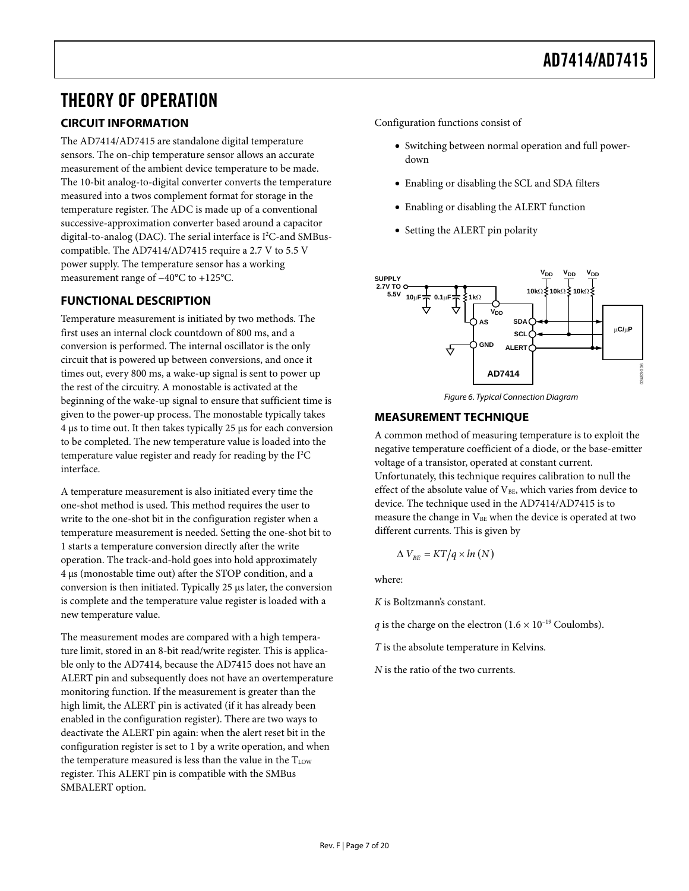// THEORY OF OPERATION

## CIRCUIT INFORMATION

The AD7414/AD7415 are standalone digital temperature sensors. The on-chip temperature sensor allows an accurate measurement of the ambient device temperature to be made. The 10-bit analog-to-digital converter converts the temperature measured into a twos complement format for storage in the temperature register. The ADC is made up of a conventional successive-approximation converter based around a capacitor digital-to-analog (DAC). The serial interface is I²C-and SMBus-compatible. The AD7414/AD7415 require a 2.7 V to 5.5 V power supply. The temperature sensor has a working measurement range of −40°C to +125°C.

## FUNCTIONAL DESCRIPTION

Temperature measurement is initiated by two methods. The first uses an internal clock countdown of 800 ms, and a conversion is performed. The internal oscillator is the only circuit that is powered up between conversions, and once it times out, every 800 ms, a wake-up signal is sent to power up the rest of the circuitry. A monostable is activated at the beginning of the wake-up signal to ensure that sufficient time is given to the power-up process. The monostable typically takes 4 µs to time out. It then takes typically 25 µs for each conversion to be completed. The new temperature value is loaded into the temperature value register and ready for reading by the I²C interface.

A temperature measurement is also initiated every time the one-shot method is used. This method requires the user to write to the one-shot bit in the configuration register when a temperature measurement is needed. Setting the one-shot bit to 1 starts a temperature conversion directly after the write operation. The track-and-hold goes into hold approximately 4 µs (monostable time out) after the STOP condition, and a conversion is then initiated. Typically 25 µs later, the conversion is complete and the temperature value register is loaded with a new temperature value.

The measurement modes are compared with a high temperature limit, stored in an 8-bit read/write register. This is applicable only to the AD7414, because the AD7415 does not have an ALERT pin and subsequently does not have an overtemperature monitoring function. If the measurement is greater than the high limit, the ALERT pin is activated (if it has already been enabled in the configuration register). There are two ways to deactivate the ALERT pin again: when the alert reset bit in the configuration register is set to 1 by a write operation, and when the temperature measured is less than the value in the $T_{LOW}$ register. This ALERT pin is compatible with the SMBus SMBALERT option.

Configuration functions consist of

- Switching between normal operation and full power-down
- Enabling or disabling the SCL and SDA filters
- Enabling or disabling the ALERT function
- Setting the ALERT pin polarity

Figure 6. Typical Connection Diagram

## MEASUREMENT TECHNIQUE

A common method of measuring temperature is to exploit the negative temperature coefficient of a diode, or the base-emitter voltage of a transistor, operated at constant current. Unfortunately, this technique requires calibration to null the effect of the absolute value of $V_{BE}$, which varies from device to device. The technique used in the AD7414/AD7415 is to measure the change in $V_{BE}$ when the device is operated at two different currents. This is given by

$$\Delta V_{BE} = KT/q \times ln(N)$$

where:

*K* is Boltzmann's constant.

*q* is the charge on the electron ($1.6 \times 10^{-19}$ Coulombs).

*T* is the absolute temperature in Kelvins.

*N* is the ratio of the two currents.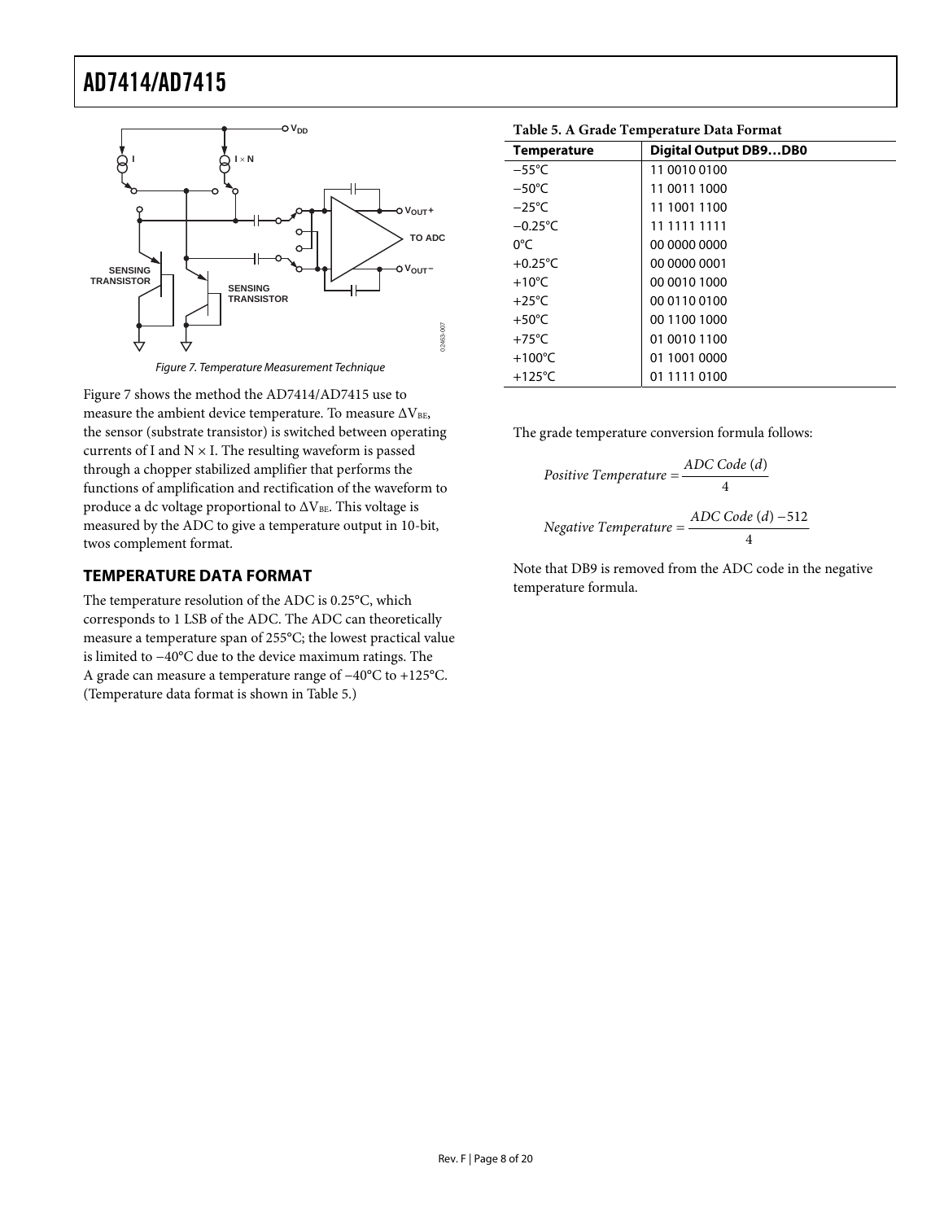Figure 7. Temperature Measurement Technique

Figure 7 shows the method the AD7414/AD7415 use to measure the ambient device temperature. To measure $\Delta V_{BE}$, the sensor (substrate transistor) is switched between operating currents of I and N × I. The resulting waveform is passed through a chopper stabilized amplifier that performs the functions of amplification and rectification of the waveform to produce a dc voltage proportional to $\Delta V_{BE}$. This voltage is measured by the ADC to give a temperature output in 10-bit, twos complement format.

## TEMPERATURE DATA FORMAT

The temperature resolution of the ADC is 0.25°C, which corresponds to 1 LSB of the ADC. The ADC can theoretically measure a temperature span of 255°C; the lowest practical value is limited to −40°C due to the device maximum ratings. The A grade can measure a temperature range of −40°C to +125°C. (Temperature data format is shown in Table 5.)

**Table 5. A Grade Temperature Data Format**

| Temperature | Digital Output DB9…DB0 |
|---|---|
| −55°C | 11 0010 0100 |
| −50°C | 11 0011 1000 |
| −25°C | 11 1001 1100 |
| −0.25°C | 11 1111 1111 |
| 0°C | 00 0000 0000 |
| +0.25°C | 00 0000 0001 |
| +10°C | 00 0010 1000 |
| +25°C | 00 0110 0100 |
| +50°C | 00 1100 1000 |
| +75°C | 01 0010 1100 |
| +100°C | 01 1001 0000 |
| +125°C | 01 1111 0100 |

The grade temperature conversion formula follows:

$$Positive\ Temperature = \frac{ADC\ Code\ (d)}{4}$$

$$Negative\ Temperature = \frac{ADC\ Code\ (d) - 512}{4}$$

Note that DB9 is removed from the ADC code in the negative temperature formula.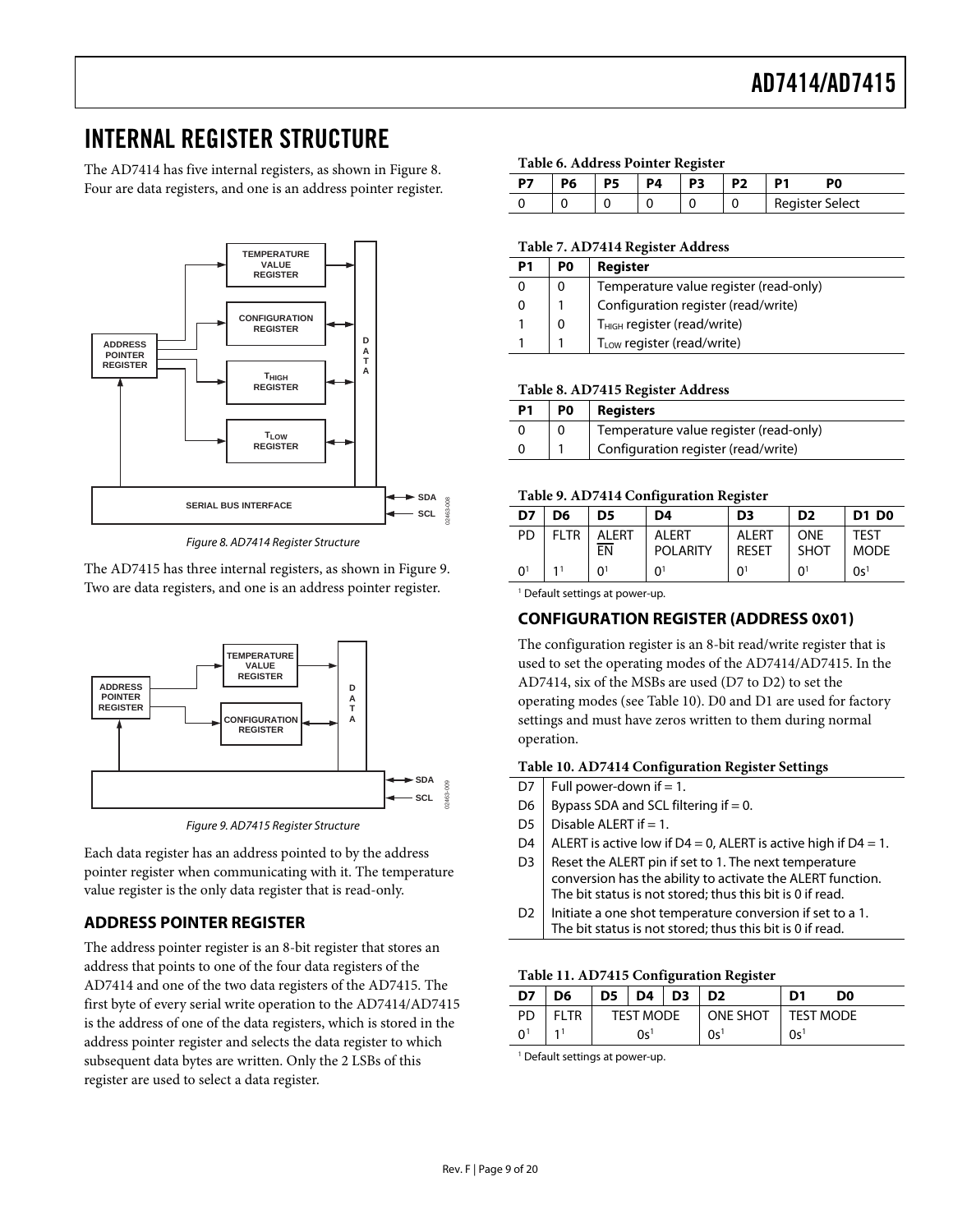# INTERNAL REGISTER STRUCTURE

The AD7414 has five internal registers, as shown in Figure 8. Four are data registers, and one is an address pointer register.

*Figure 8. AD7414 Register Structure*

The AD7415 has three internal registers, as shown in Figure 9. Two are data registers, and one is an address pointer register.

*Figure 9. AD7415 Register Structure*

Each data register has an address pointed to by the address pointer register when communicating with it. The temperature value register is the only data register that is read-only.

## ADDRESS POINTER REGISTER

The address pointer register is an 8-bit register that stores an address that points to one of the four data registers of the AD7414 and one of the two data registers of the AD7415. The first byte of every serial write operation to the AD7414/AD7415 is the address of one of the data registers, which is stored in the address pointer register and selects the data register to which subsequent data bytes are written. Only the 2 LSBs of this register are used to select a data register.

**Table 6. Address Pointer Register**

| P7 | P6 | P5 | P4 | P3 | P2 | P1 | P0 |
|---|---|---|---|---|---|---|---|
| 0 | 0 | 0 | 0 | 0 | 0 | Register Select | |

**Table 7. AD7414 Register Address**

| P1 | P0 | Register |
|---|---|---|
| 0 | 0 | Temperature value register (read-only) |
| 0 | 1 | Configuration register (read/write) |
| 1 | 0 | $T_{HIGH}$ register (read/write) |
| 1 | 1 | $T_{LOW}$ register (read/write) |

**Table 8. AD7415 Register Address**

| P1 | P0 | Registers |
|---|---|---|
| 0 | 0 | Temperature value register (read-only) |
| 0 | 1 | Configuration register (read/write) |

**Table 9. AD7414 Configuration Register**

| D7 | D6 | D5 | D4 | D3 | D2 | D1 D0 |
|---|---|---|---|---|---|---|
| PD | FLTR | ALERT $\overline{EN}$ | ALERT POLARITY | ALERT RESET | ONE SHOT | TEST MODE |
| 0[1] | 1[1] | 0[1] | 0[1] | 0[1] | 0[1] | 0s[1] |

[1] Default settings at power-up.

## CONFIGURATION REGISTER (ADDRESS 0x01)

The configuration register is an 8-bit read/write register that is used to set the operating modes of the AD7414/AD7415. In the AD7414, six of the MSBs are used (D7 to D2) to set the operating modes (see Table 10). D0 and D1 are used for factory settings and must have zeros written to them during normal operation.

**Table 10. AD7414 Configuration Register Settings**

| Bit | Setting |
|---|---|
| D7 | Full power-down if = 1. |
| D6 | Bypass SDA and SCL filtering if = 0. |
| D5 | Disable ALERT if = 1. |
| D4 | ALERT is active low if D4 = 0, ALERT is active high if D4 = 1. |
| D3 | Reset the ALERT pin if set to 1. The next temperature conversion has the ability to activate the ALERT function. The bit status is not stored; thus this bit is 0 if read. |
| D2 | Initiate a one shot temperature conversion if set to a 1. The bit status is not stored; thus this bit is 0 if read. |

**Table 11. AD7415 Configuration Register**

| D7 | D6 | D5 | D4 | D3 | D2 | D1 | D0 |
|---|---|---|---|---|---|---|---|
| PD | FLTR | TEST MODE | | | ONE SHOT | TEST MODE | |
| 0[1] | 1[1] | 0s[1] | | | 0s[1] | 0s[1] | |

[1] Default settings at power-up.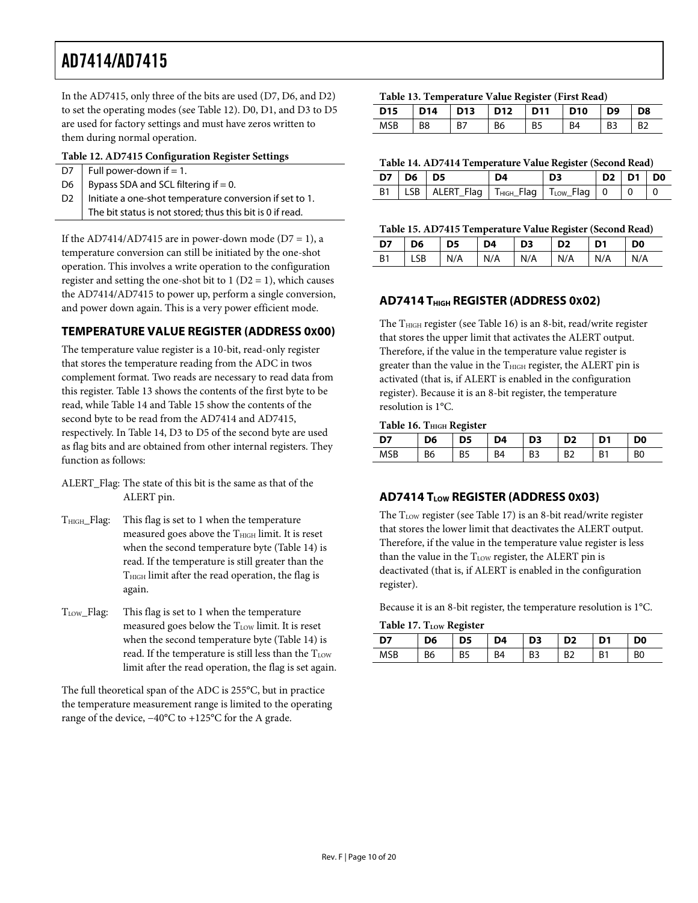In the AD7415, only three of the bits are used (D7, D6, and D2) to set the operating modes (see Table 12). D0, D1, and D3 to D5 are used for factory settings and must have zeros written to them during normal operation.

**Table 12. AD7415 Configuration Register Settings**

| | |
|---|---|
| D7 | Full power-down if = 1. |
| D6 | Bypass SDA and SCL filtering if = 0. |
| D2 | Initiate a one-shot temperature conversion if set to 1. The bit status is not stored; thus this bit is 0 if read. |

If the AD7414/AD7415 are in power-down mode (D7 = 1), a temperature conversion can still be initiated by the one-shot operation. This involves a write operation to the configuration register and setting the one-shot bit to 1 (D2 = 1), which causes the AD7414/AD7415 to power up, perform a single conversion, and power down again. This is a very power efficient mode.

## TEMPERATURE VALUE REGISTER (ADDRESS 0x00)

The temperature value register is a 10-bit, read-only register that stores the temperature reading from the ADC in twos complement format. Two reads are necessary to read data from this register. Table 13 shows the contents of the first byte to be read, while Table 14 and Table 15 show the contents of the second byte to be read from the AD7414 and AD7415, respectively. In Table 14, D3 to D5 of the second byte are used as flag bits and are obtained from other internal registers. They function as follows:

ALERT_Flag: The state of this bit is the same as that of the ALERT pin.

$T_{HIGH}$_Flag: This flag is set to 1 when the temperature measured goes above the $T_{HIGH}$ limit. It is reset when the second temperature byte (Table 14) is read. If the temperature is still greater than the $T_{HIGH}$ limit after the read operation, the flag is again.

$T_{LOW}$_Flag: This flag is set to 1 when the temperature measured goes below the $T_{LOW}$ limit. It is reset when the second temperature byte (Table 14) is read. If the temperature is still less than the $T_{LOW}$ limit after the read operation, the flag is set again.

The full theoretical span of the ADC is 255°C, but in practice the temperature measurement range is limited to the operating range of the device, −40°C to +125°C for the A grade.

**Table 13. Temperature Value Register (First Read)**

| D15 | D14 | D13 | D12 | D11 | D10 | D9 | D8 |
|---|---|---|---|---|---|---|---|
| MSB | B8 | B7 | B6 | B5 | B4 | B3 | B2 |

**Table 14. AD7414 Temperature Value Register (Second Read)**

| D7 | D6 | D5 | D4 | D3 | D2 | D1 | D0 |
|---|---|---|---|---|---|---|---|
| B1 | LSB | ALERT_Flag | $T_{HIGH}$_Flag | $T_{LOW}$_Flag | 0 | 0 | 0 |

**Table 15. AD7415 Temperature Value Register (Second Read)**

| D7 | D6 | D5 | D4 | D3 | D2 | D1 | D0 |
|---|---|---|---|---|---|---|---|
| B1 | LSB | N/A | N/A | N/A | N/A | N/A | N/A |

## AD7414 $T_{HIGH}$ REGISTER (ADDRESS 0x02)

The $T_{HIGH}$ register (see Table 16) is an 8-bit, read/write register that stores the upper limit that activates the ALERT output. Therefore, if the value in the temperature value register is greater than the value in the $T_{HIGH}$ register, the ALERT pin is activated (that is, if ALERT is enabled in the configuration register). Because it is an 8-bit register, the temperature resolution is 1°C.

**Table 16. $T_{HIGH}$ Register**

| D7 | D6 | D5 | D4 | D3 | D2 | D1 | D0 |
|---|---|---|---|---|---|---|---|
| MSB | B6 | B5 | B4 | B3 | B2 | B1 | B0 |

## AD7414 $T_{LOW}$ REGISTER (ADDRESS 0x03)

The $T_{LOW}$ register (see Table 17) is an 8-bit read/write register that stores the lower limit that deactivates the ALERT output. Therefore, if the value in the temperature value register is less than the value in the $T_{LOW}$ register, the ALERT pin is deactivated (that is, if ALERT is enabled in the configuration register).

Because it is an 8-bit register, the temperature resolution is 1°C.

**Table 17. $T_{LOW}$ Register**

| D7 | D6 | D5 | D4 | D3 | D2 | D1 | D0 |
|---|---|---|---|---|---|---|---|
| MSB | B6 | B5 | B4 | B3 | B2 | B1 | B0 |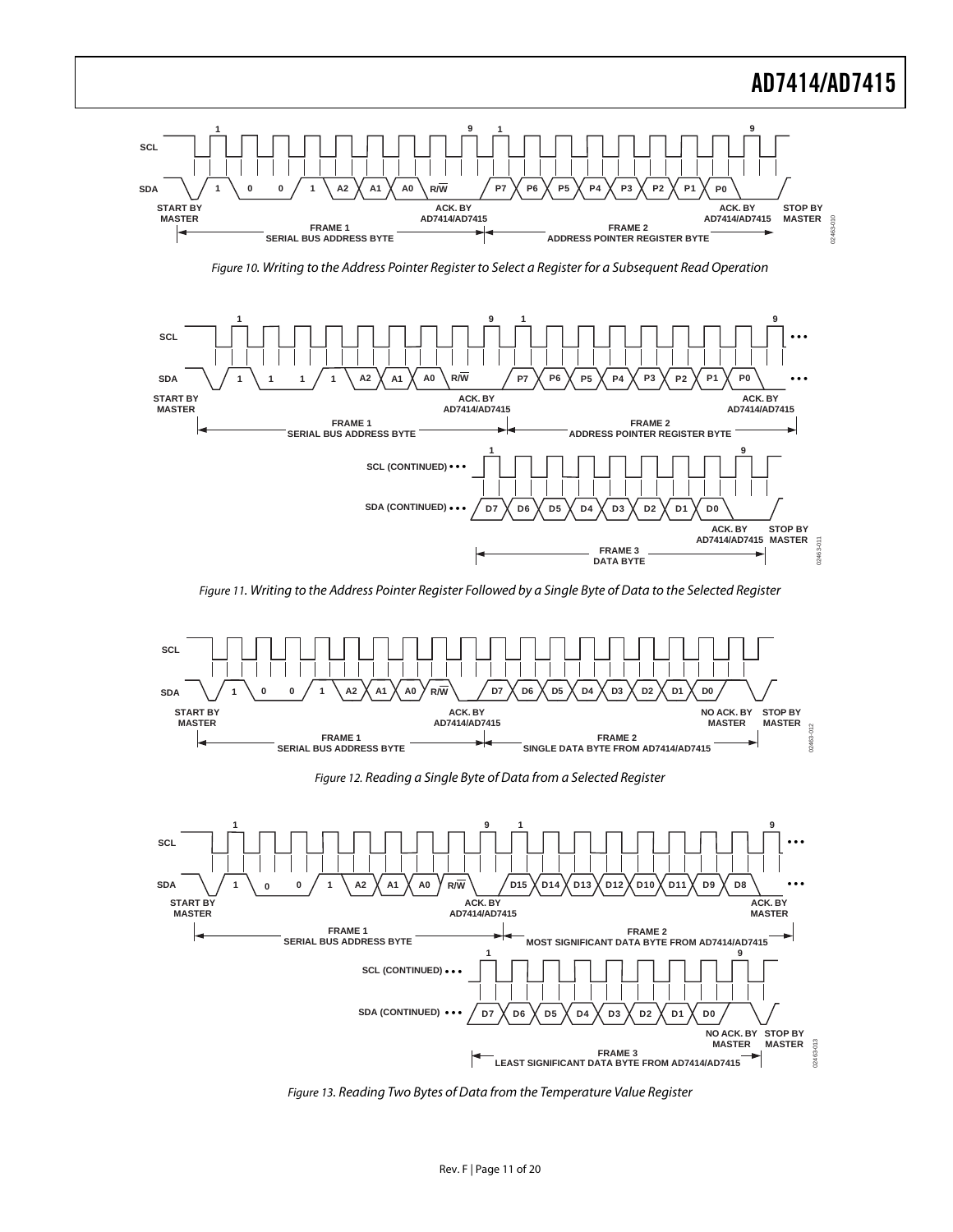Figure 10. Writing to the Address Pointer Register to Select a Register for a Subsequent Read Operation

Figure 11. Writing to the Address Pointer Register Followed by a Single Byte of Data to the Selected Register

Figure 12. Reading a Single Byte of Data from a Selected Register

Figure 13. Reading Two Bytes of Data from the Temperature Value Register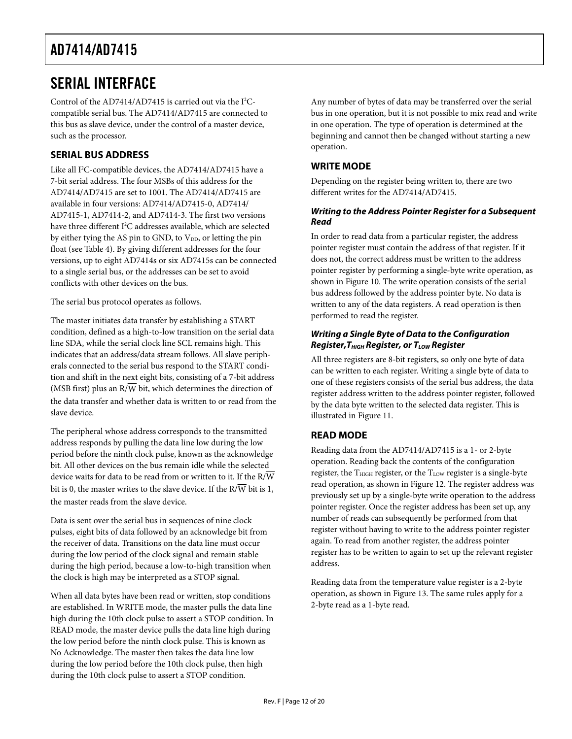# SERIAL INTERFACE

Control of the AD7414/AD7415 is carried out via the $I^2C$-compatible serial bus. The AD7414/AD7415 are connected to this bus as slave device, under the control of a master device, such as the processor.

## SERIAL BUS ADDRESS

Like all $I^2C$-compatible devices, the AD7414/AD7415 have a 7-bit serial address. The four MSBs of this address for the AD7414/AD7415 are set to 1001. The AD7414/AD7415 are available in four versions: AD7414/AD7415-0, AD7414/AD7415-1, AD7414-2, and AD7414-3. The first two versions have three different $I^2C$ addresses available, which are selected by either tying the AS pin to GND, to $V_{DD}$, or letting the pin float (see Table 4). By giving different addresses for the four versions, up to eight AD7414s or six AD7415s can be connected to a single serial bus, or the addresses can be set to avoid conflicts with other devices on the bus.

The serial bus protocol operates as follows.

The master initiates data transfer by establishing a START condition, defined as a high-to-low transition on the serial data line SDA, while the serial clock line SCL remains high. This indicates that an address/data stream follows. All slave peripherals connected to the serial bus respond to the START condition and shift in the next eight bits, consisting of a 7-bit address (MSB first) plus an $R/\overline{W}$ bit, which determines the direction of the data transfer and whether data is written to or read from the slave device.

The peripheral whose address corresponds to the transmitted address responds by pulling the data line low during the low period before the ninth clock pulse, known as the acknowledge bit. All other devices on the bus remain idle while the selected device waits for data to be read from or written to it. If the $R/\overline{W}$ bit is 0, the master writes to the slave device. If the $R/\overline{W}$ bit is 1, the master reads from the slave device.

Data is sent over the serial bus in sequences of nine clock pulses, eight bits of data followed by an acknowledge bit from the receiver of data. Transitions on the data line must occur during the low period of the clock signal and remain stable during the high period, because a low-to-high transition when the clock is high may be interpreted as a STOP signal.

When all data bytes have been read or written, stop conditions are established. In WRITE mode, the master pulls the data line high during the 10th clock pulse to assert a STOP condition. In READ mode, the master device pulls the data line high during the low period before the ninth clock pulse. This is known as No Acknowledge. The master then takes the data line low during the low period before the 10th clock pulse, then high during the 10th clock pulse to assert a STOP condition.

Any number of bytes of data may be transferred over the serial bus in one operation, but it is not possible to mix read and write in one operation. The type of operation is determined at the beginning and cannot then be changed without starting a new operation.

## WRITE MODE

Depending on the register being written to, there are two different writes for the AD7414/AD7415.

### *Writing to the Address Pointer Register for a Subsequent Read*

In order to read data from a particular register, the address pointer register must contain the address of that register. If it does not, the correct address must be written to the address pointer register by performing a single-byte write operation, as shown in Figure 10. The write operation consists of the serial bus address followed by the address pointer byte. No data is written to any of the data registers. A read operation is then performed to read the register.

### *Writing a Single Byte of Data to the Configuration Register, $T_{HIGH}$ Register, or $T_{LOW}$ Register*

All three registers are 8-bit registers, so only one byte of data can be written to each register. Writing a single byte of data to one of these registers consists of the serial bus address, the data register address written to the address pointer register, followed by the data byte written to the selected data register. This is illustrated in Figure 11.

## READ MODE

Reading data from the AD7414/AD7415 is a 1- or 2-byte operation. Reading back the contents of the configuration register, the $T_{HIGH}$ register, or the $T_{LOW}$ register is a single-byte read operation, as shown in Figure 12. The register address was previously set up by a single-byte write operation to the address pointer register. Once the register address has been set up, any number of reads can subsequently be performed from that register without having to write to the address pointer register again. To read from another register, the address pointer register has to be written to again to set up the relevant register address.

Reading data from the temperature value register is a 2-byte operation, as shown in Figure 13. The same rules apply for a 2-byte read as a 1-byte read.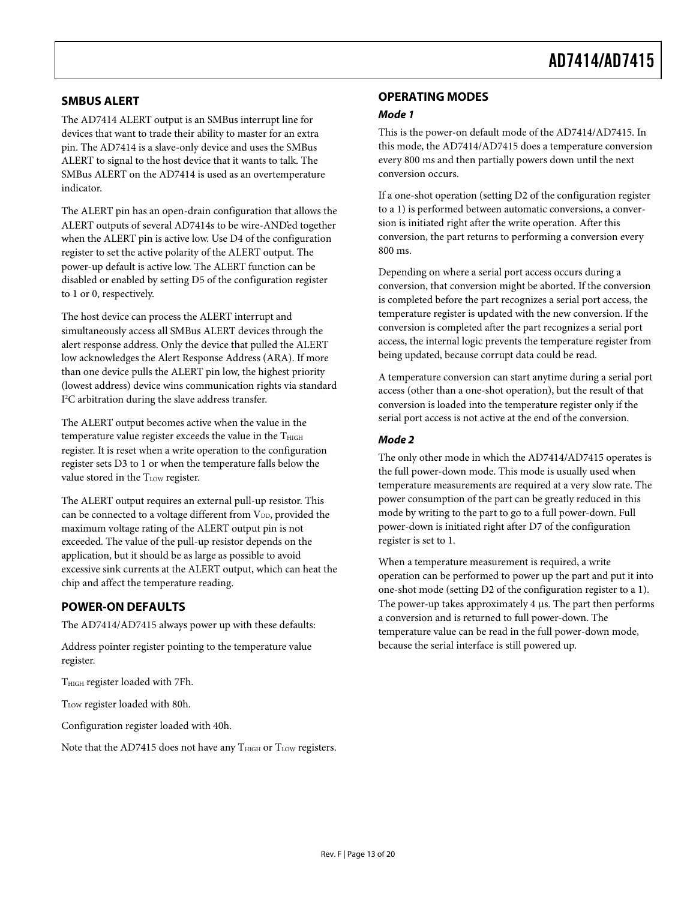## SMBUS ALERT

The AD7414 ALERT output is an SMBus interrupt line for devices that want to trade their ability to master for an extra pin. The AD7414 is a slave-only device and uses the SMBus ALERT to signal to the host device that it wants to talk. The SMBus ALERT on the AD7414 is used as an overtemperature indicator.

The ALERT pin has an open-drain configuration that allows the ALERT outputs of several AD7414s to be wire-AND'ed together when the ALERT pin is active low. Use D4 of the configuration register to set the active polarity of the ALERT output. The power-up default is active low. The ALERT function can be disabled or enabled by setting D5 of the configuration register to 1 or 0, respectively.

The host device can process the ALERT interrupt and simultaneously access all SMBus ALERT devices through the alert response address. Only the device that pulled the ALERT low acknowledges the Alert Response Address (ARA). If more than one device pulls the ALERT pin low, the highest priority (lowest address) device wins communication rights via standard I²C arbitration during the slave address transfer.

The ALERT output becomes active when the value in the temperature value register exceeds the value in the $T_{HIGH}$ register. It is reset when a write operation to the configuration register sets D3 to 1 or when the temperature falls below the value stored in the $T_{LOW}$ register.

The ALERT output requires an external pull-up resistor. This can be connected to a voltage different from $V_{DD}$, provided the maximum voltage rating of the ALERT output pin is not exceeded. The value of the pull-up resistor depends on the application, but it should be as large as possible to avoid excessive sink currents at the ALERT output, which can heat the chip and affect the temperature reading.

## POWER-ON DEFAULTS

The AD7414/AD7415 always power up with these defaults:

Address pointer register pointing to the temperature value register.

$T_{HIGH}$ register loaded with 7Fh.

$T_{LOW}$ register loaded with 80h.

Configuration register loaded with 40h.

Note that the AD7415 does not have any $T_{HIGH}$ or $T_{LOW}$ registers.

## OPERATING MODES

### *Mode 1*

This is the power-on default mode of the AD7414/AD7415. In this mode, the AD7414/AD7415 does a temperature conversion every 800 ms and then partially powers down until the next conversion occurs.

If a one-shot operation (setting D2 of the configuration register to a 1) is performed between automatic conversions, a conversion is initiated right after the write operation. After this conversion, the part returns to performing a conversion every 800 ms.

Depending on where a serial port access occurs during a conversion, that conversion might be aborted. If the conversion is completed before the part recognizes a serial port access, the temperature register is updated with the new conversion. If the conversion is completed after the part recognizes a serial port access, the internal logic prevents the temperature register from being updated, because corrupt data could be read.

A temperature conversion can start anytime during a serial port access (other than a one-shot operation), but the result of that conversion is loaded into the temperature register only if the serial port access is not active at the end of the conversion.

### *Mode 2*

The only other mode in which the AD7414/AD7415 operates is the full power-down mode. This mode is usually used when temperature measurements are required at a very slow rate. The power consumption of the part can be greatly reduced in this mode by writing to the part to go to a full power-down. Full power-down is initiated right after D7 of the configuration register is set to 1.

When a temperature measurement is required, a write operation can be performed to power up the part and put it into one-shot mode (setting D2 of the configuration register to a 1). The power-up takes approximately 4 μs. The part then performs a conversion and is returned to full power-down. The temperature value can be read in the full power-down mode, because the serial interface is still powered up.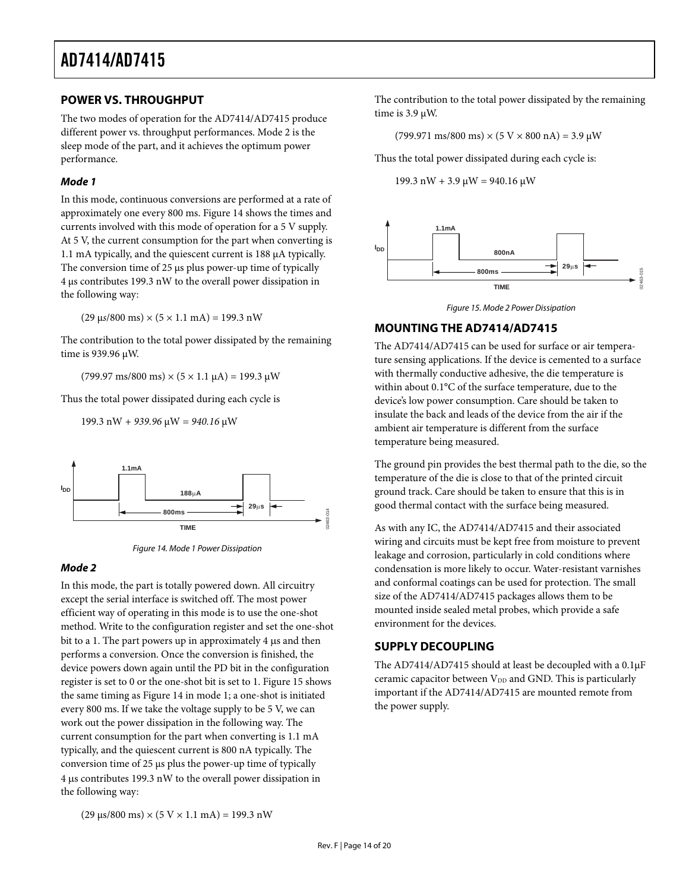## POWER VS. THROUGHPUT

The two modes of operation for the AD7414/AD7415 produce different power vs. throughput performances. Mode 2 is the sleep mode of the part, and it achieves the optimum power performance.

### *Mode 1*

In this mode, continuous conversions are performed at a rate of approximately one every 800 ms. Figure 14 shows the times and currents involved with this mode of operation for a 5 V supply. At 5 V, the current consumption for the part when converting is 1.1 mA typically, and the quiescent current is 188 μA typically. The conversion time of 25 μs plus power-up time of typically 4 μs contributes 199.3 nW to the overall power dissipation in the following way:

$$(29\ \mu s/800\ ms) \times (5 \times 1.1\ mA) = 199.3\ nW$$

The contribution to the total power dissipated by the remaining time is 939.96 μW.

$$(799.97\ ms/800\ ms) \times (5 \times 1.1\ \mu A) = 199.3\ \mu W$$

Thus the total power dissipated during each cycle is

$$199.3\ nW + 939.96\ \mu W = 940.16\ \mu W$$

Figure 14. Mode 1 Power Dissipation

### *Mode 2*

In this mode, the part is totally powered down. All circuitry except the serial interface is switched off. The most power efficient way of operating in this mode is to use the one-shot method. Write to the configuration register and set the one-shot bit to a 1. The part powers up in approximately 4 μs and then performs a conversion. Once the conversion is finished, the device powers down again until the PD bit in the configuration register is set to 0 or the one-shot bit is set to 1. Figure 15 shows the same timing as Figure 14 in mode 1; a one-shot is initiated every 800 ms. If we take the voltage supply to be 5 V, we can work out the power dissipation in the following way. The current consumption for the part when converting is 1.1 mA typically, and the quiescent current is 800 nA typically. The conversion time of 25 μs plus the power-up time of typically 4 μs contributes 199.3 nW to the overall power dissipation in the following way:

$$(29\ \mu s/800\ ms) \times (5\ V \times 1.1\ mA) = 199.3\ nW$$

The contribution to the total power dissipated by the remaining time is 3.9 μW.

$$(799.971\ ms/800\ ms) \times (5\ V \times 800\ nA) = 3.9\ \mu W$$

Thus the total power dissipated during each cycle is:

$$199.3\ nW + 3.9\ \mu W = 940.16\ \mu W$$

Figure 15. Mode 2 Power Dissipation

## MOUNTING THE AD7414/AD7415

The AD7414/AD7415 can be used for surface or air temperature sensing applications. If the device is cemented to a surface with thermally conductive adhesive, the die temperature is within about 0.1°C of the surface temperature, due to the device's low power consumption. Care should be taken to insulate the back and leads of the device from the air if the ambient air temperature is different from the surface temperature being measured.

The ground pin provides the best thermal path to the die, so the temperature of the die is close to that of the printed circuit ground track. Care should be taken to ensure that this is in good thermal contact with the surface being measured.

As with any IC, the AD7414/AD7415 and their associated wiring and circuits must be kept free from moisture to prevent leakage and corrosion, particularly in cold conditions where condensation is more likely to occur. Water-resistant varnishes and conformal coatings can be used for protection. The small size of the AD7414/AD7415 packages allows them to be mounted inside sealed metal probes, which provide a safe environment for the devices.

## SUPPLY DECOUPLING

The AD7414/AD7415 should at least be decoupled with a 0.1μF ceramic capacitor between $V_{DD}$ and GND. This is particularly important if the AD7414/AD7415 are mounted remote from the power supply.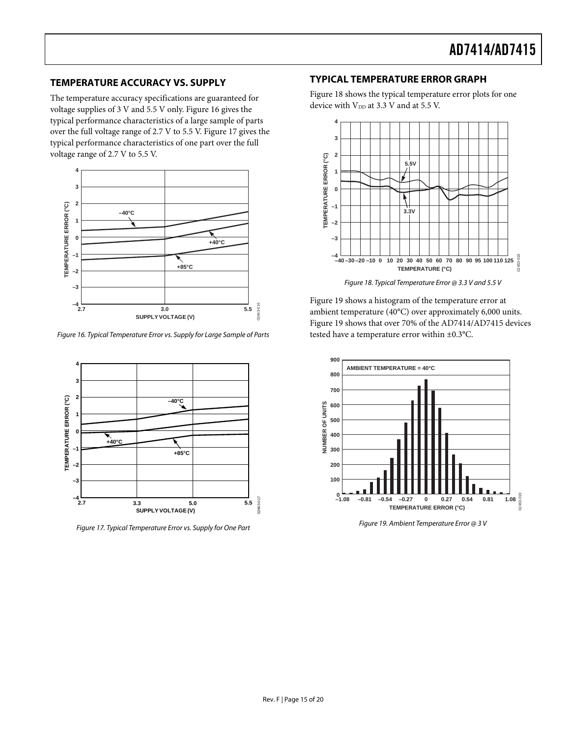## TEMPERATURE ACCURACY VS. SUPPLY

The temperature accuracy specifications are guaranteed for voltage supplies of 3 V and 5.5 V only. Figure 16 gives the typical performance characteristics of a large sample of parts over the full voltage range of 2.7 V to 5.5 V. Figure 17 gives the typical performance characteristics of one part over the full voltage range of 2.7 V to 5.5 V.

*Figure 16. Typical Temperature Error vs. Supply for Large Sample of Parts*

*Figure 17. Typical Temperature Error vs. Supply for One Part*

## TYPICAL TEMPERATURE ERROR GRAPH

Figure 18 shows the typical temperature error plots for one device with $V_{DD}$ at 3.3 V and at 5.5 V.

*Figure 18. Typical Temperature Error @ 3.3 V and 5.5 V*

Figure 19 shows a histogram of the temperature error at ambient temperature (40°C) over approximately 6,000 units. Figure 19 shows that over 70% of the AD7414/AD7415 devices tested have a temperature error within ±0.3°C.

*Figure 19. Ambient Temperature Error @ 3 V*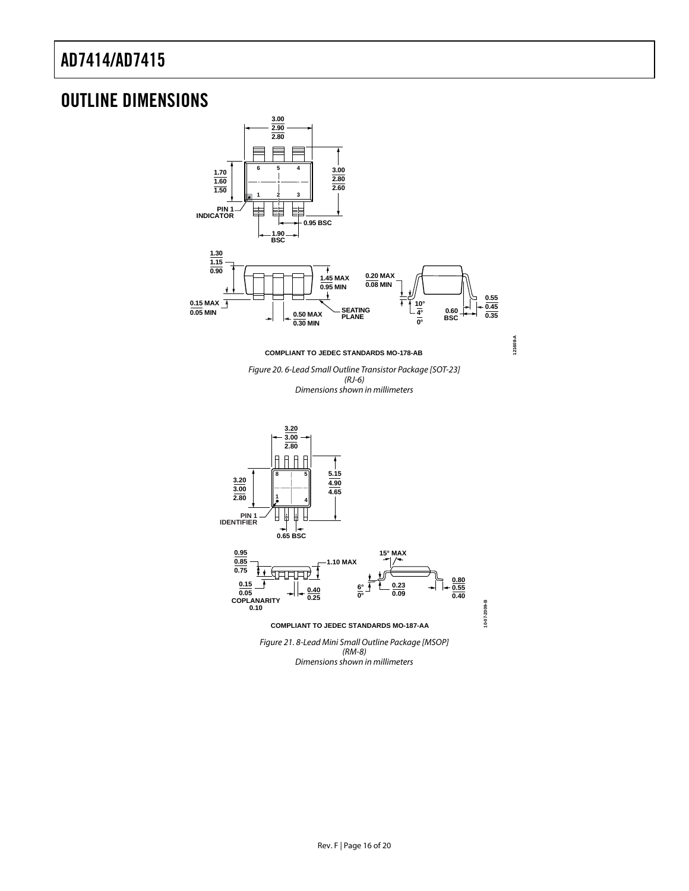## OUTLINE DIMENSIONS

COMPLIANT TO JEDEC STANDARDS MO-178-AB

*Figure 20. 6-Lead Small Outline Transistor Package [SOT-23] (RJ-6) Dimensions shown in millimeters*

COMPLIANT TO JEDEC STANDARDS MO-187-AA

*Figure 21. 8-Lead Mini Small Outline Package [MSOP] (RM-8) Dimensions shown in millimeters*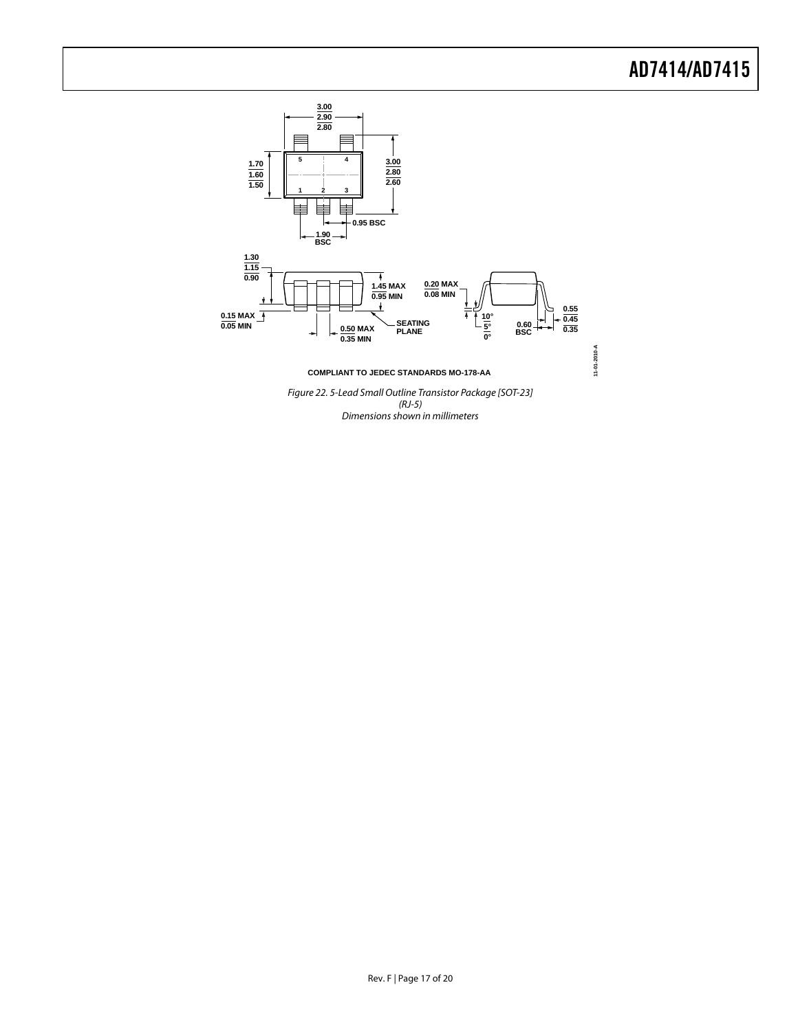COMPLIANT TO JEDEC STANDARDS MO-178-AA

*Figure 22. 5-Lead Small Outline Transistor Package [SOT-23] (RJ-5) Dimensions shown in millimeters*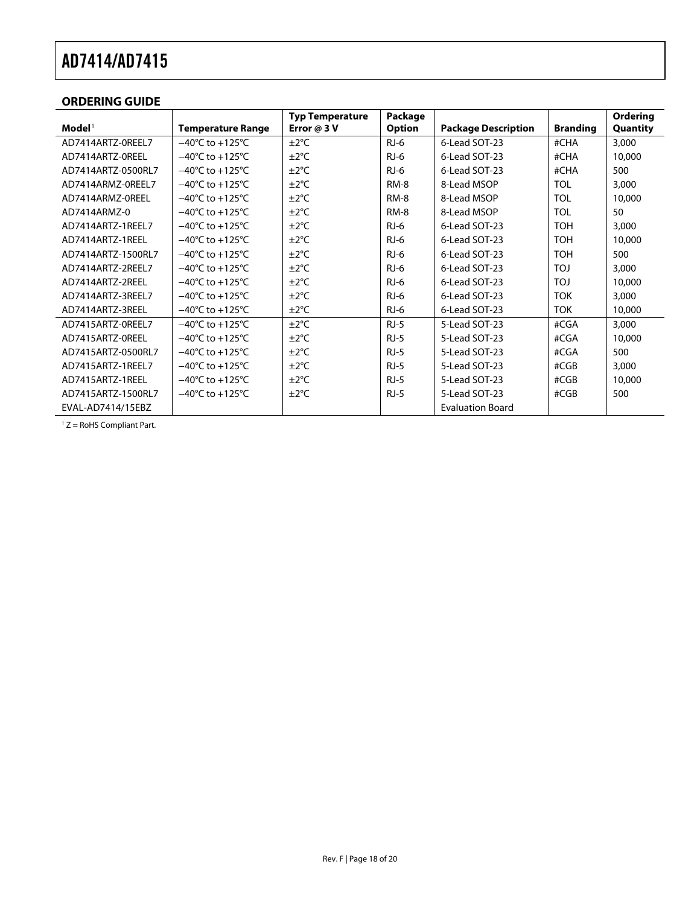## ORDERING GUIDE

| Model[1] | Temperature Range | Typ Temperature Error @ 3 V | Package Option | Package Description | Branding | Ordering Quantity |
|---|---|---|---|---|---|---|
| AD7414ARTZ-0REEL7 | −40°C to +125°C | ±2°C | RJ-6 | 6-Lead SOT-23 | #CHA | 3,000 |
| AD7414ARTZ-0REEL | −40°C to +125°C | ±2°C | RJ-6 | 6-Lead SOT-23 | #CHA | 10,000 |
| AD7414ARTZ-0500RL7 | −40°C to +125°C | ±2°C | RJ-6 | 6-Lead SOT-23 | #CHA | 500 |
| AD7414ARMZ-0REEL7 | −40°C to +125°C | ±2°C | RM-8 | 8-Lead MSOP | TOL | 3,000 |
| AD7414ARMZ-0REEL | −40°C to +125°C | ±2°C | RM-8 | 8-Lead MSOP | TOL | 10,000 |
| AD7414ARMZ-0 | −40°C to +125°C | ±2°C | RM-8 | 8-Lead MSOP | TOL | 50 |
| AD7414ARTZ-1REEL7 | −40°C to +125°C | ±2°C | RJ-6 | 6-Lead SOT-23 | TOH | 3,000 |
| AD7414ARTZ-1REEL | −40°C to +125°C | ±2°C | RJ-6 | 6-Lead SOT-23 | TOH | 10,000 |
| AD7414ARTZ-1500RL7 | −40°C to +125°C | ±2°C | RJ-6 | 6-Lead SOT-23 | TOH | 500 |
| AD7414ARTZ-2REEL7 | −40°C to +125°C | ±2°C | RJ-6 | 6-Lead SOT-23 | TOJ | 3,000 |
| AD7414ARTZ-2REEL | −40°C to +125°C | ±2°C | RJ-6 | 6-Lead SOT-23 | TOJ | 10,000 |
| AD7414ARTZ-3REEL7 | −40°C to +125°C | ±2°C | RJ-6 | 6-Lead SOT-23 | TOK | 3,000 |
| AD7414ARTZ-3REEL | −40°C to +125°C | ±2°C | RJ-6 | 6-Lead SOT-23 | TOK | 10,000 |
| AD7415ARTZ-0REEL7 | −40°C to +125°C | ±2°C | RJ-5 | 5-Lead SOT-23 | #CGA | 3,000 |
| AD7415ARTZ-0REEL | −40°C to +125°C | ±2°C | RJ-5 | 5-Lead SOT-23 | #CGA | 10,000 |
| AD7415ARTZ-0500RL7 | −40°C to +125°C | ±2°C | RJ-5 | 5-Lead SOT-23 | #CGA | 500 |
| AD7415ARTZ-1REEL7 | −40°C to +125°C | ±2°C | RJ-5 | 5-Lead SOT-23 | #CGB | 3,000 |
| AD7415ARTZ-1REEL | −40°C to +125°C | ±2°C | RJ-5 | 5-Lead SOT-23 | #CGB | 10,000 |
| AD7415ARTZ-1500RL7 | −40°C to +125°C | ±2°C | RJ-5 | 5-Lead SOT-23 | #CGB | 500 |
| EVAL-AD7414/15EBZ | | | | Evaluation Board | | |

[1] Z = RoHS Compliant Part.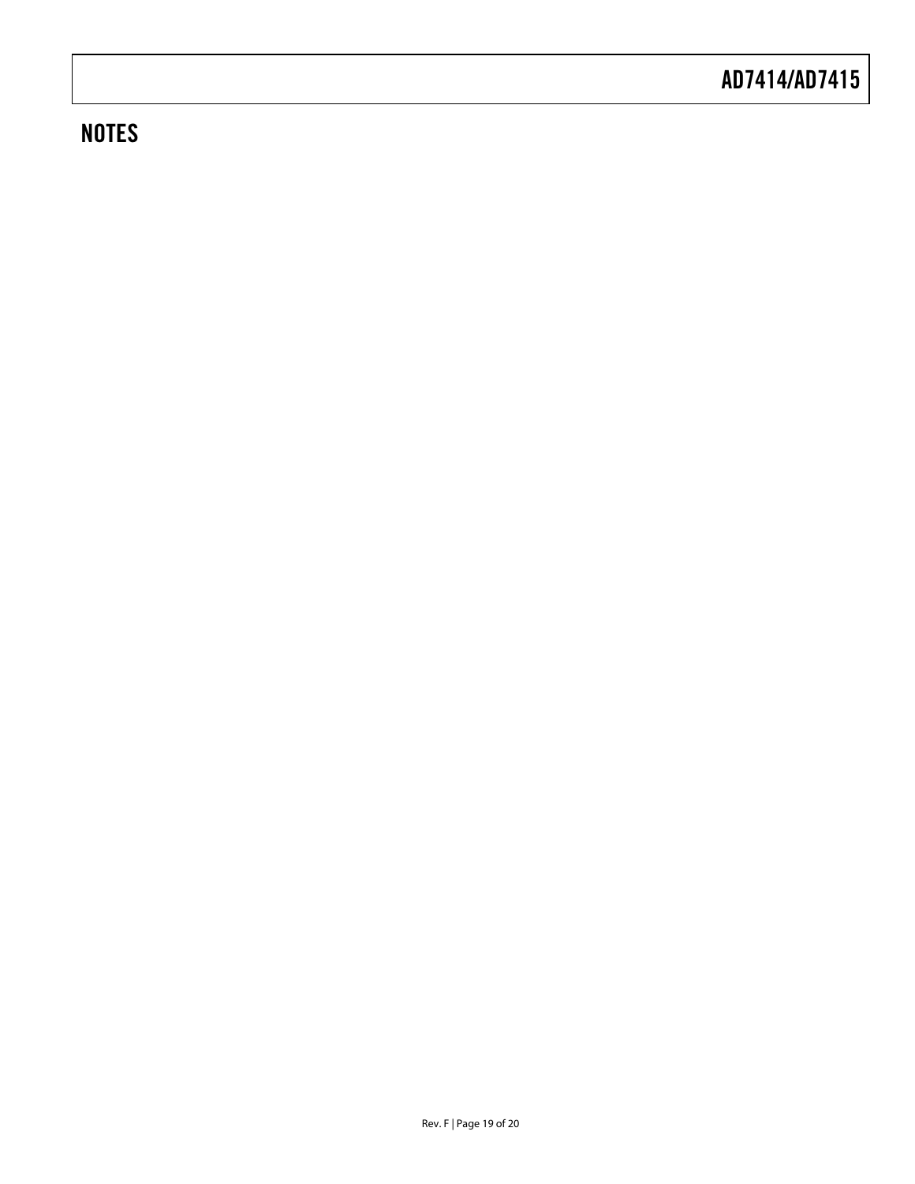## NOTES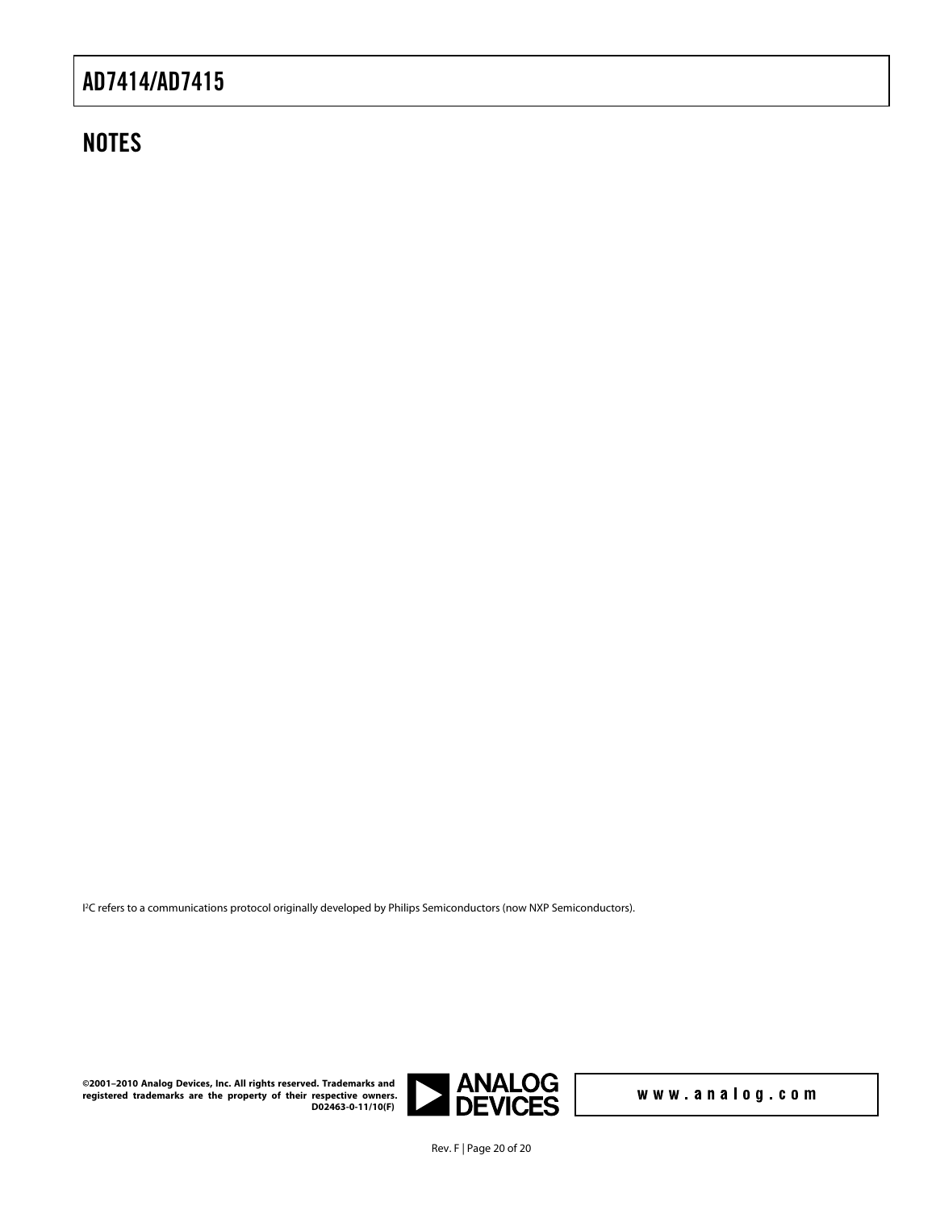## NOTES

I²C refers to a communications protocol originally developed by Philips Semiconductors (now NXP Semiconductors).

**©2001–2010 Analog Devices, Inc. All rights reserved. Trademarks and registered trademarks are the property of their respective owners. D02463-0-11/10(F)**

www.analog.com